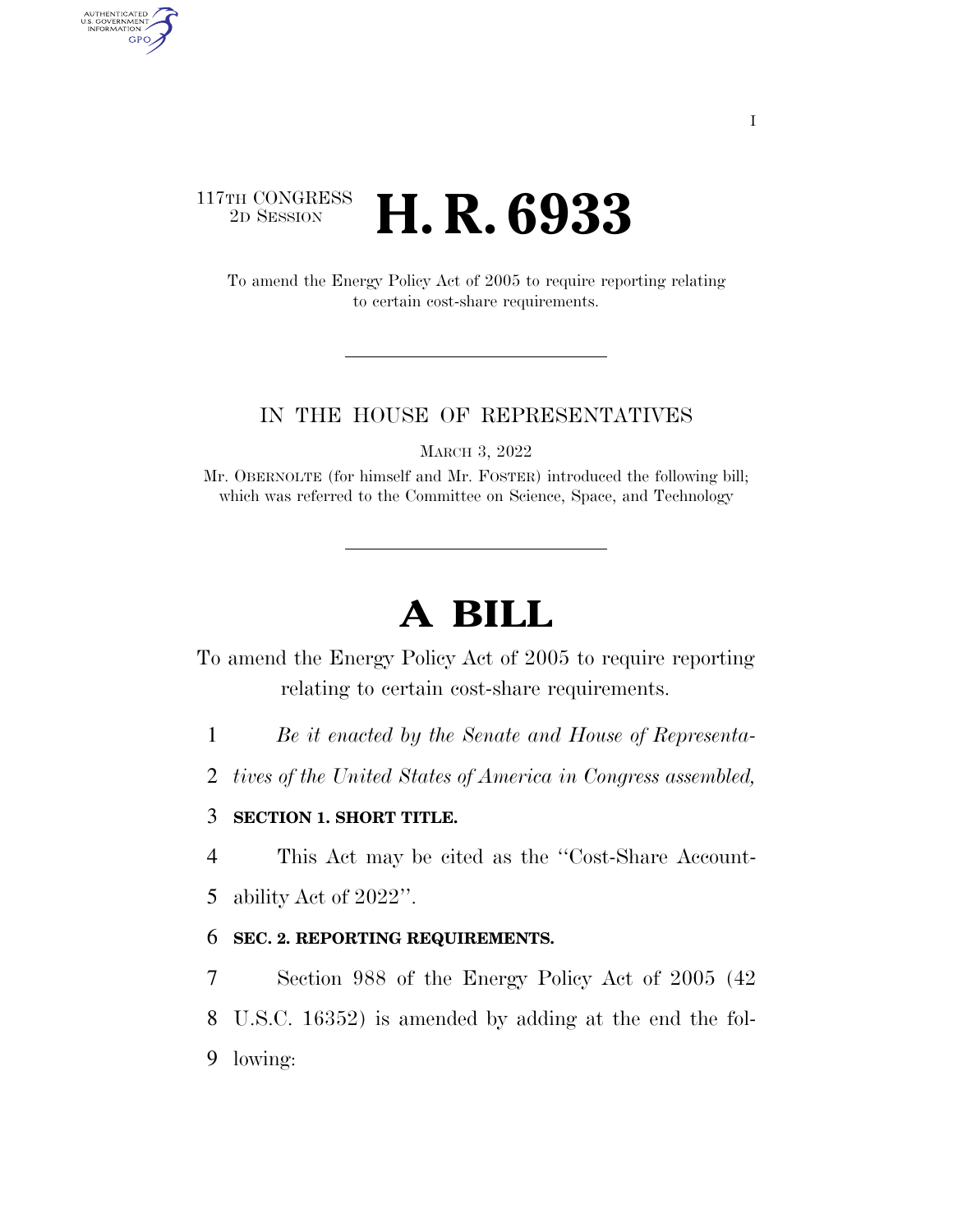117TH CONGRESS
2D SESSION

# H. R. 6933

To amend the Energy Policy Act of 2005 to require reporting relating to certain cost-share requirements.

IN THE HOUSE OF REPRESENTATIVES

MARCH 3, 2022

Mr. OBERNOLTE (for himself and Mr. FOSTER) introduced the following bill; which was referred to the Committee on Science, Space, and Technology

# A BILL

To amend the Energy Policy Act of 2005 to require reporting relating to certain cost-share requirements.

1 *Be it enacted by the Senate and House of Representa-*
2 *tives of the United States of America in Congress assembled,*

3 **SECTION 1. SHORT TITLE.**

4 This Act may be cited as the ''Cost-Share Account-
5 ability Act of 2022''.

6 **SEC. 2. REPORTING REQUIREMENTS.**

7 Section 988 of the Energy Policy Act of 2005 (42
8 U.S.C. 16352) is amended by adding at the end the fol-
9 lowing: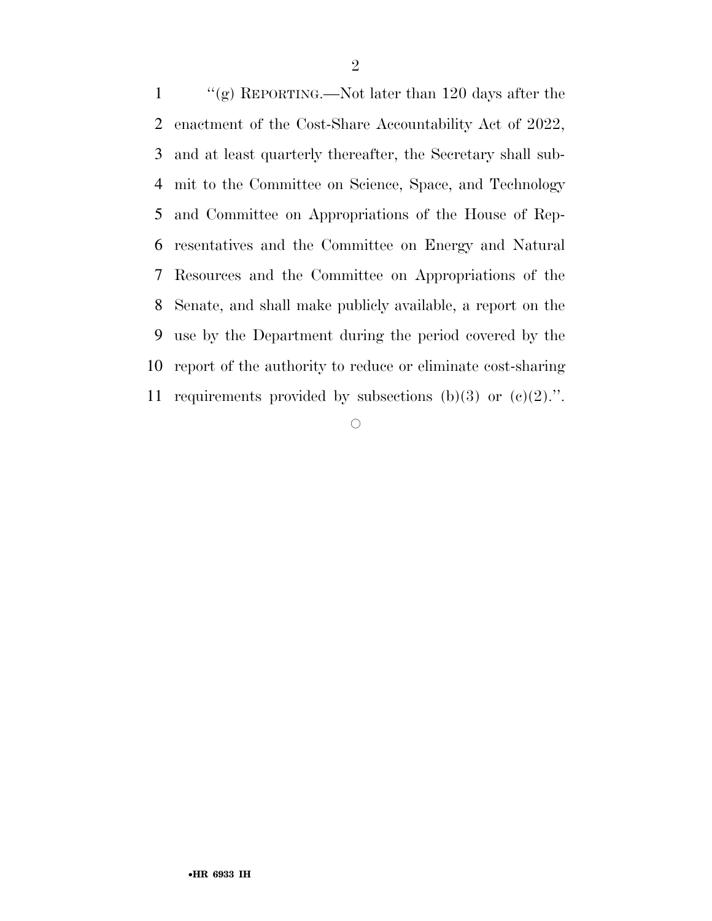"(g) REPORTING.—Not later than 120 days after the enactment of the Cost-Share Accountability Act of 2022, and at least quarterly thereafter, the Secretary shall submit to the Committee on Science, Space, and Technology and Committee on Appropriations of the House of Representatives and the Committee on Energy and Natural Resources and the Committee on Appropriations of the Senate, and shall make publicly available, a report on the use by the Department during the period covered by the report of the authority to reduce or eliminate cost-sharing requirements provided by subsections (b)(3) or (c)(2).".

○